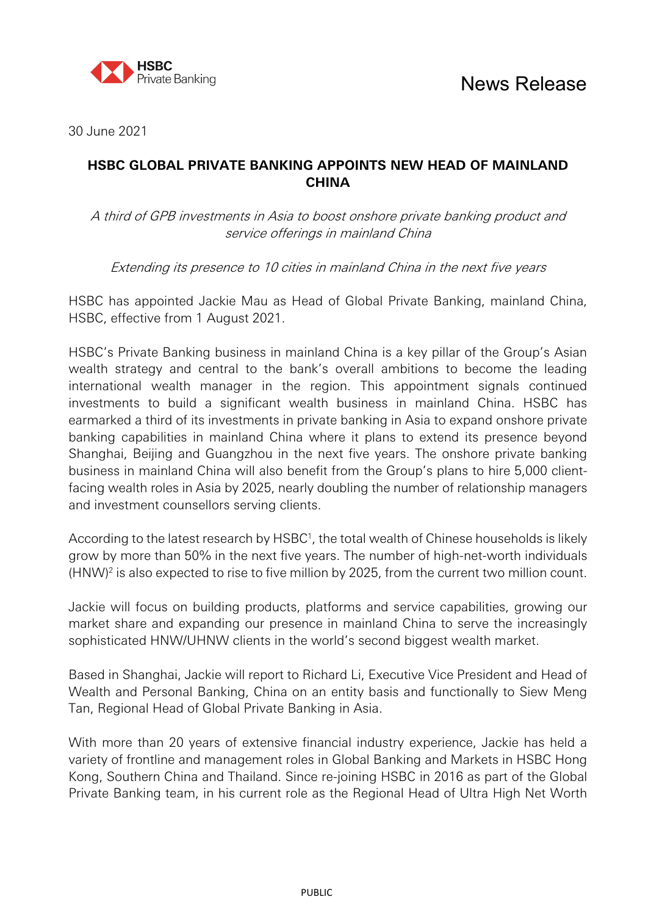HSBC Private Banking

News Release

30 June 2021

# HSBC GLOBAL PRIVATE BANKING APPOINTS NEW HEAD OF MAINLAND CHINA

*A third of GPB investments in Asia to boost onshore private banking product and service offerings in mainland China*

*Extending its presence to 10 cities in mainland China in the next five years*

HSBC has appointed Jackie Mau as Head of Global Private Banking, mainland China, HSBC, effective from 1 August 2021.

HSBC's Private Banking business in mainland China is a key pillar of the Group's Asian wealth strategy and central to the bank's overall ambitions to become the leading international wealth manager in the region. This appointment signals continued investments to build a significant wealth business in mainland China. HSBC has earmarked a third of its investments in private banking in Asia to expand onshore private banking capabilities in mainland China where it plans to extend its presence beyond Shanghai, Beijing and Guangzhou in the next five years. The onshore private banking business in mainland China will also benefit from the Group's plans to hire 5,000 client-facing wealth roles in Asia by 2025, nearly doubling the number of relationship managers and investment counsellors serving clients.

According to the latest research by HSBC[1], the total wealth of Chinese households is likely grow by more than 50% in the next five years. The number of high-net-worth individuals (HNW)[2] is also expected to rise to five million by 2025, from the current two million count.

Jackie will focus on building products, platforms and service capabilities, growing our market share and expanding our presence in mainland China to serve the increasingly sophisticated HNW/UHNW clients in the world's second biggest wealth market.

Based in Shanghai, Jackie will report to Richard Li, Executive Vice President and Head of Wealth and Personal Banking, China on an entity basis and functionally to Siew Meng Tan, Regional Head of Global Private Banking in Asia.

With more than 20 years of extensive financial industry experience, Jackie has held a variety of frontline and management roles in Global Banking and Markets in HSBC Hong Kong, Southern China and Thailand. Since re-joining HSBC in 2016 as part of the Global Private Banking team, in his current role as the Regional Head of Ultra High Net Worth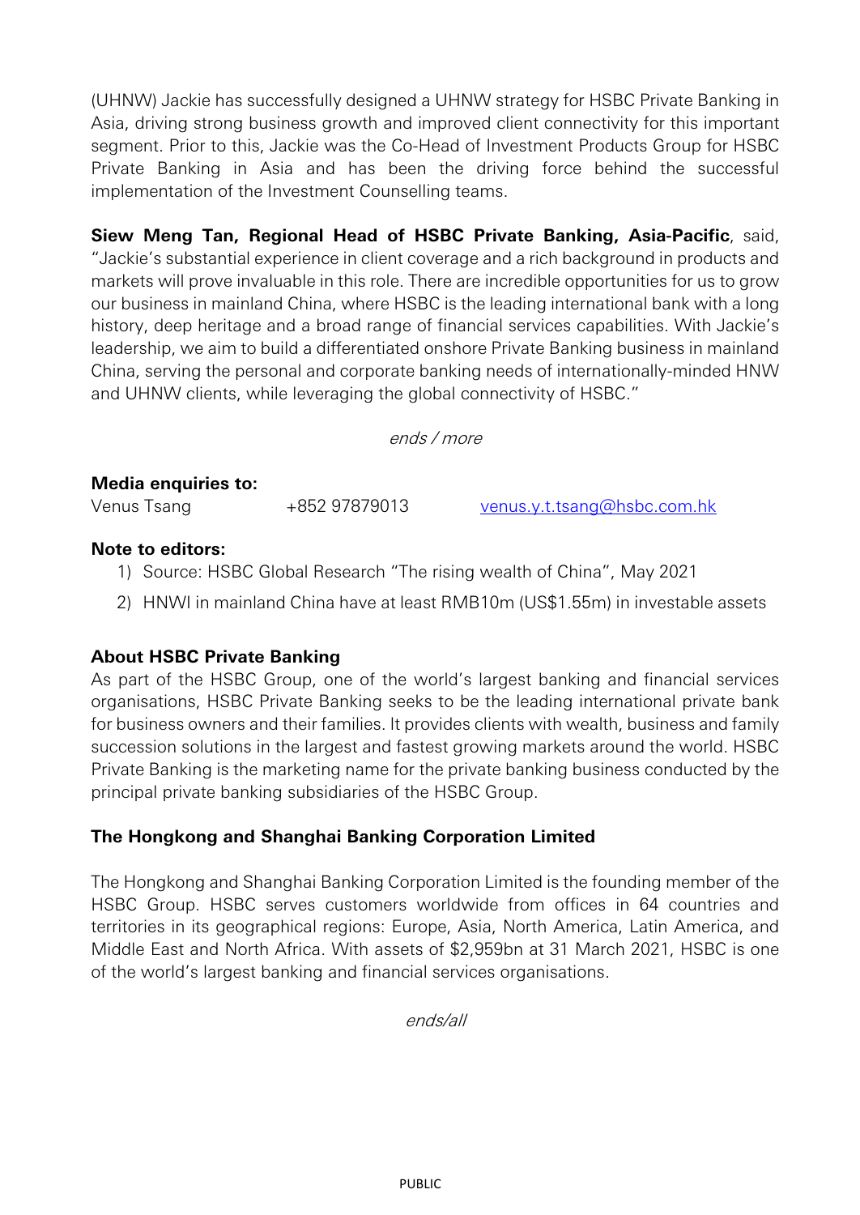(UHNW) Jackie has successfully designed a UHNW strategy for HSBC Private Banking in Asia, driving strong business growth and improved client connectivity for this important segment. Prior to this, Jackie was the Co-Head of Investment Products Group for HSBC Private Banking in Asia and has been the driving force behind the successful implementation of the Investment Counselling teams.

**Siew Meng Tan, Regional Head of HSBC Private Banking, Asia-Pacific**, said, "Jackie's substantial experience in client coverage and a rich background in products and markets will prove invaluable in this role. There are incredible opportunities for us to grow our business in mainland China, where HSBC is the leading international bank with a long history, deep heritage and a broad range of financial services capabilities. With Jackie's leadership, we aim to build a differentiated onshore Private Banking business in mainland China, serving the personal and corporate banking needs of internationally-minded HNW and UHNW clients, while leveraging the global connectivity of HSBC."

*ends / more*

**Media enquiries to:**

Venus Tsang +852 97879013 venus.y.t.tsang@hsbc.com.hk

**Note to editors:**

1) Source: HSBC Global Research "The rising wealth of China", May 2021
2) HNWI in mainland China have at least RMB10m (US$1.55m) in investable assets

**About HSBC Private Banking**

As part of the HSBC Group, one of the world's largest banking and financial services organisations, HSBC Private Banking seeks to be the leading international private bank for business owners and their families. It provides clients with wealth, business and family succession solutions in the largest and fastest growing markets around the world. HSBC Private Banking is the marketing name for the private banking business conducted by the principal private banking subsidiaries of the HSBC Group.

**The Hongkong and Shanghai Banking Corporation Limited**

The Hongkong and Shanghai Banking Corporation Limited is the founding member of the HSBC Group. HSBC serves customers worldwide from offices in 64 countries and territories in its geographical regions: Europe, Asia, North America, Latin America, and Middle East and North Africa. With assets of $2,959bn at 31 March 2021, HSBC is one of the world's largest banking and financial services organisations.

*ends/all*

PUBLIC